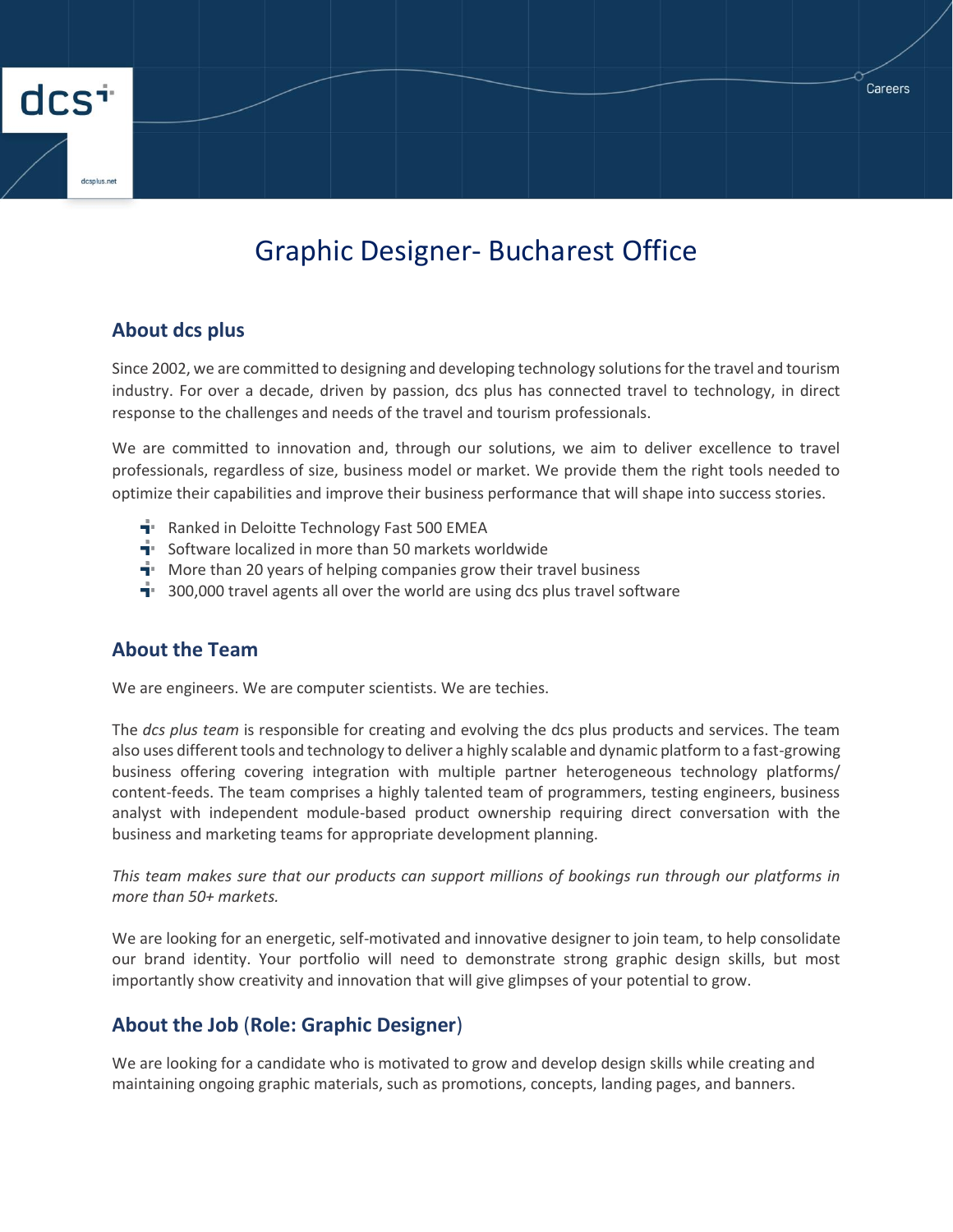# Graphic Designer- Bucharest Office

## About dcs plus

Since 2002, we are committed to designing and developing technology solutions for the travel and tourism industry. For over a decade, driven by passion, dcs plus has connected travel to technology, in direct response to the challenges and needs of the travel and tourism professionals.

We are committed to innovation and, through our solutions, we aim to deliver excellence to travel professionals, regardless of size, business model or market. We provide them the right tools needed to optimize their capabilities and improve their business performance that will shape into success stories.

- Ranked in Deloitte Technology Fast 500 EMEA
- Software localized in more than 50 markets worldwide
- More than 20 years of helping companies grow their travel business
- 300,000 travel agents all over the world are using dcs plus travel software

## About the Team

We are engineers. We are computer scientists. We are techies.

The *dcs plus team* is responsible for creating and evolving the dcs plus products and services. The team also uses different tools and technology to deliver a highly scalable and dynamic platform to a fast-growing business offering covering integration with multiple partner heterogeneous technology platforms/ content-feeds. The team comprises a highly talented team of programmers, testing engineers, business analyst with independent module-based product ownership requiring direct conversation with the business and marketing teams for appropriate development planning.

*This team makes sure that our products can support millions of bookings run through our platforms in more than 50+ markets.*

We are looking for an energetic, self-motivated and innovative designer to join team, to help consolidate our brand identity. Your portfolio will need to demonstrate strong graphic design skills, but most importantly show creativity and innovation that will give glimpses of your potential to grow.

## About the Job (Role: Graphic Designer)

We are looking for a candidate who is motivated to grow and develop design skills while creating and maintaining ongoing graphic materials, such as promotions, concepts, landing pages, and banners.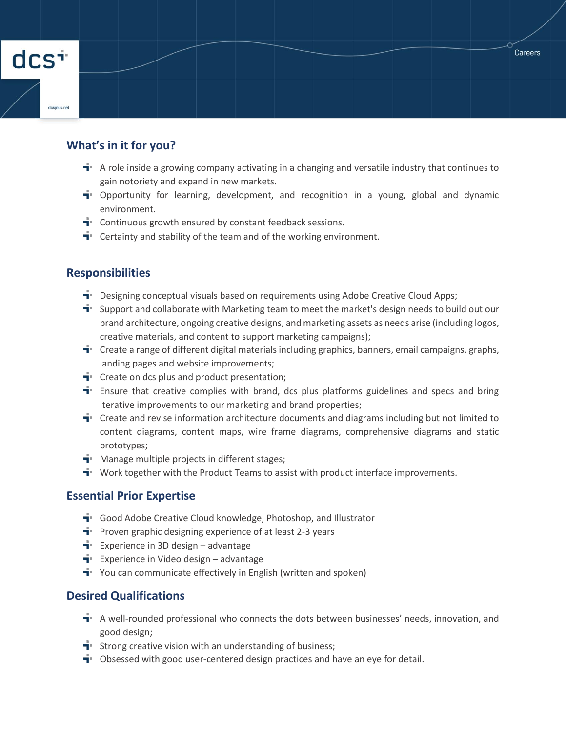## What's in it for you?

- A role inside a growing company activating in a changing and versatile industry that continues to gain notoriety and expand in new markets.
- Opportunity for learning, development, and recognition in a young, global and dynamic environment.
- Continuous growth ensured by constant feedback sessions.
- Certainty and stability of the team and of the working environment.

## Responsibilities

- Designing conceptual visuals based on requirements using Adobe Creative Cloud Apps;
- Support and collaborate with Marketing team to meet the market's design needs to build out our brand architecture, ongoing creative designs, and marketing assets as needs arise (including logos, creative materials, and content to support marketing campaigns);
- Create a range of different digital materials including graphics, banners, email campaigns, graphs, landing pages and website improvements;
- Create on dcs plus and product presentation;
- Ensure that creative complies with brand, dcs plus platforms guidelines and specs and bring iterative improvements to our marketing and brand properties;
- Create and revise information architecture documents and diagrams including but not limited to content diagrams, content maps, wire frame diagrams, comprehensive diagrams and static prototypes;
- Manage multiple projects in different stages;
- Work together with the Product Teams to assist with product interface improvements.

## Essential Prior Expertise

- Good Adobe Creative Cloud knowledge, Photoshop, and Illustrator
- Proven graphic designing experience of at least 2-3 years
- Experience in 3D design – advantage
- Experience in Video design – advantage
- You can communicate effectively in English (written and spoken)

## Desired Qualifications

- A well-rounded professional who connects the dots between businesses' needs, innovation, and good design;
- Strong creative vision with an understanding of business;
- Obsessed with good user-centered design practices and have an eye for detail.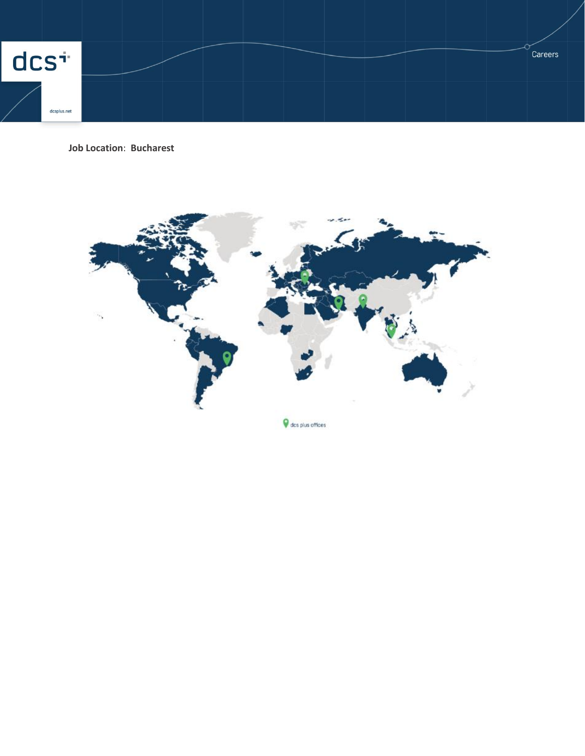**Job Location**: **Bucharest**

dcs plus offices